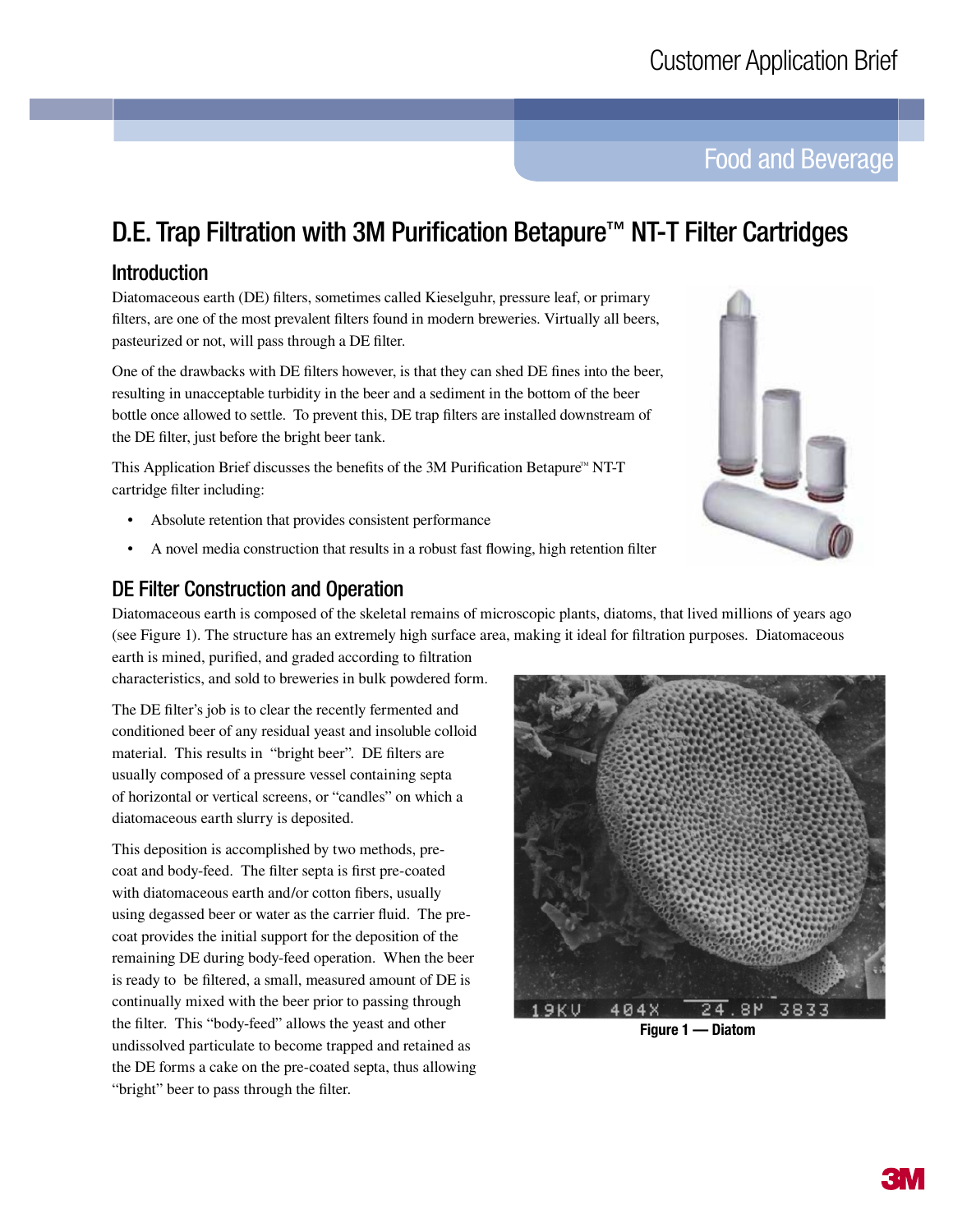Customer Application Brief

Food and Beverage

# D.E. Trap Filtration with 3M Purification Betapure™ NT-T Filter Cartridges

## Introduction

Diatomaceous earth (DE) filters, sometimes called Kieselguhr, pressure leaf, or primary filters, are one of the most prevalent filters found in modern breweries. Virtually all beers, pasteurized or not, will pass through a DE filter.

One of the drawbacks with DE filters however, is that they can shed DE fines into the beer, resulting in unacceptable turbidity in the beer and a sediment in the bottom of the beer bottle once allowed to settle. To prevent this, DE trap filters are installed downstream of the DE filter, just before the bright beer tank.

This Application Brief discusses the benefits of the 3M Purification Betapure™ NT-T cartridge filter including:

- Absolute retention that provides consistent performance
- A novel media construction that results in a robust fast flowing, high retention filter

## DE Filter Construction and Operation

Diatomaceous earth is composed of the skeletal remains of microscopic plants, diatoms, that lived millions of years ago (see Figure 1). The structure has an extremely high surface area, making it ideal for filtration purposes. Diatomaceous earth is mined, purified, and graded according to filtration characteristics, and sold to breweries in bulk powdered form.

The DE filter's job is to clear the recently fermented and conditioned beer of any residual yeast and insoluble colloid material. This results in "bright beer". DE filters are usually composed of a pressure vessel containing septa of horizontal or vertical screens, or "candles" on which a diatomaceous earth slurry is deposited.

This deposition is accomplished by two methods, pre-coat and body-feed. The filter septa is first pre-coated with diatomaceous earth and/or cotton fibers, usually using degassed beer or water as the carrier fluid. The pre-coat provides the initial support for the deposition of the remaining DE during body-feed operation. When the beer is ready to be filtered, a small, measured amount of DE is continually mixed with the beer prior to passing through the filter. This "body-feed" allows the yeast and other undissolved particulate to become trapped and retained as the DE forms a cake on the pre-coated septa, thus allowing "bright" beer to pass through the filter.

**Figure 1 — Diatom**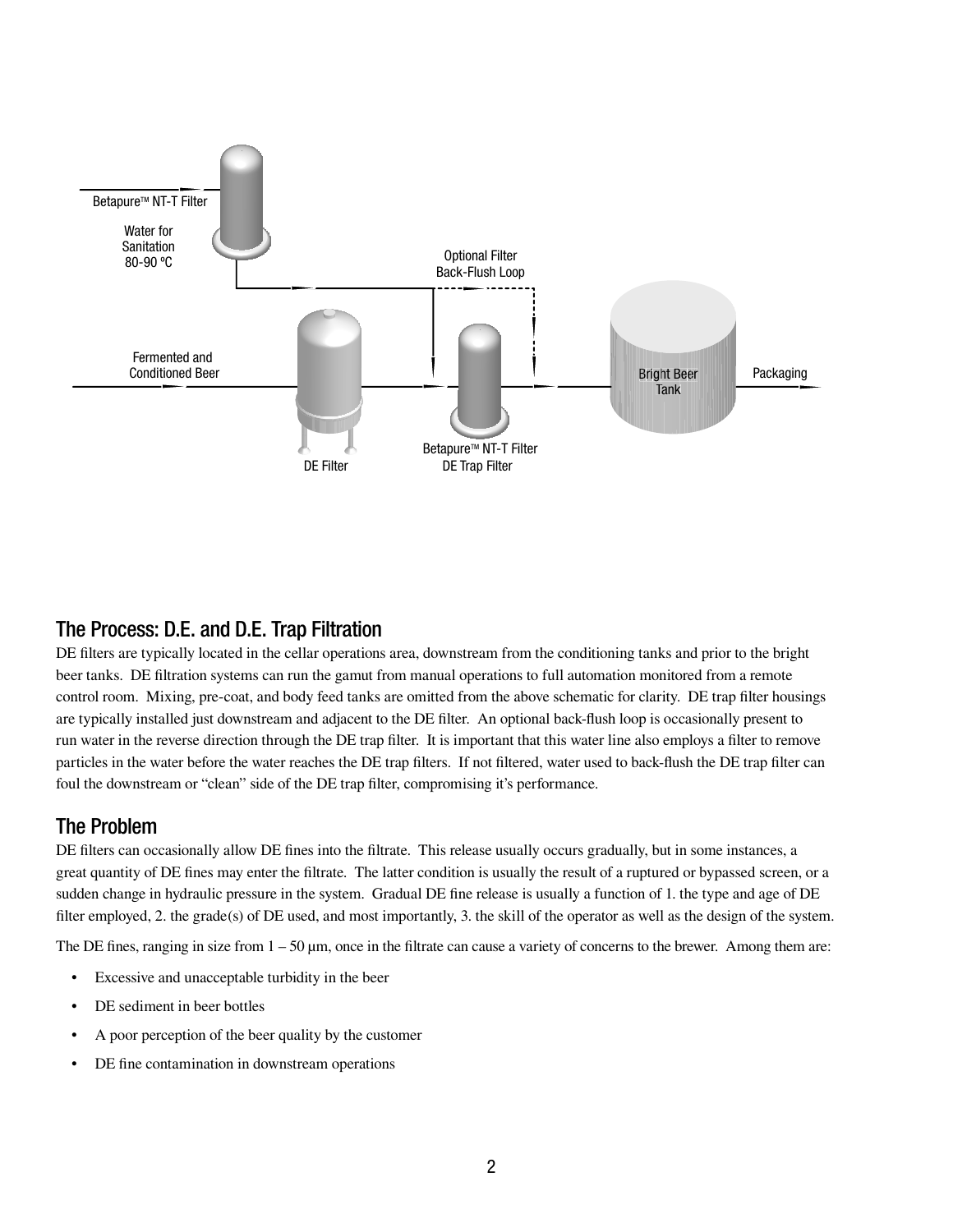## The Process: D.E. and D.E. Trap Filtration

DE filters are typically located in the cellar operations area, downstream from the conditioning tanks and prior to the bright beer tanks. DE filtration systems can run the gamut from manual operations to full automation monitored from a remote control room. Mixing, pre-coat, and body feed tanks are omitted from the above schematic for clarity. DE trap filter housings are typically installed just downstream and adjacent to the DE filter. An optional back-flush loop is occasionally present to run water in the reverse direction through the DE trap filter. It is important that this water line also employs a filter to remove particles in the water before the water reaches the DE trap filters. If not filtered, water used to back-flush the DE trap filter can foul the downstream or "clean" side of the DE trap filter, compromising it's performance.

## The Problem

DE filters can occasionally allow DE fines into the filtrate. This release usually occurs gradually, but in some instances, a great quantity of DE fines may enter the filtrate. The latter condition is usually the result of a ruptured or bypassed screen, or a sudden change in hydraulic pressure in the system. Gradual DE fine release is usually a function of 1. the type and age of DE filter employed, 2. the grade(s) of DE used, and most importantly, 3. the skill of the operator as well as the design of the system.

The DE fines, ranging in size from 1 – 50 µm, once in the filtrate can cause a variety of concerns to the brewer. Among them are:

- Excessive and unacceptable turbidity in the beer
- DE sediment in beer bottles
- A poor perception of the beer quality by the customer
- DE fine contamination in downstream operations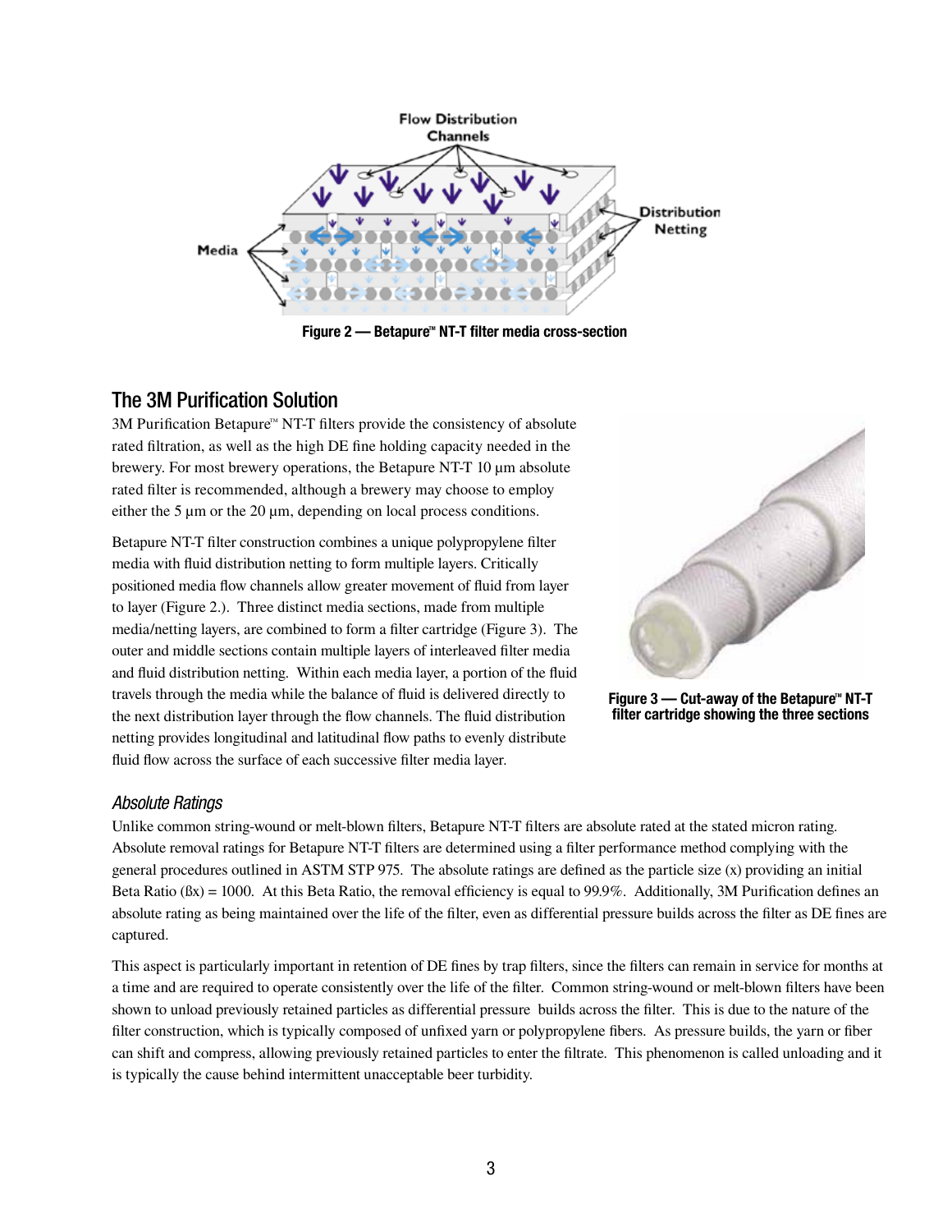Figure 2 — Betapure™ NT-T filter media cross-section

## The 3M Purification Solution

3M Purification Betapure™ NT-T filters provide the consistency of absolute rated filtration, as well as the high DE fine holding capacity needed in the brewery. For most brewery operations, the Betapure NT-T 10 µm absolute rated filter is recommended, although a brewery may choose to employ either the 5 µm or the 20 µm, depending on local process conditions.

Betapure NT-T filter construction combines a unique polypropylene filter media with fluid distribution netting to form multiple layers. Critically positioned media flow channels allow greater movement of fluid from layer to layer (Figure 2.). Three distinct media sections, made from multiple media/netting layers, are combined to form a filter cartridge (Figure 3). The outer and middle sections contain multiple layers of interleaved filter media and fluid distribution netting. Within each media layer, a portion of the fluid travels through the media while the balance of fluid is delivered directly to the next distribution layer through the flow channels. The fluid distribution netting provides longitudinal and latitudinal flow paths to evenly distribute fluid flow across the surface of each successive filter media layer.

Figure 3 — Cut-away of the Betapure™ NT-T filter cartridge showing the three sections

### *Absolute Ratings*

Unlike common string-wound or melt-blown filters, Betapure NT-T filters are absolute rated at the stated micron rating. Absolute removal ratings for Betapure NT-T filters are determined using a filter performance method complying with the general procedures outlined in ASTM STP 975. The absolute ratings are defined as the particle size (x) providing an initial Beta Ratio ($\beta x$) = 1000. At this Beta Ratio, the removal efficiency is equal to 99.9%. Additionally, 3M Purification defines an absolute rating as being maintained over the life of the filter, even as differential pressure builds across the filter as DE fines are captured.

This aspect is particularly important in retention of DE fines by trap filters, since the filters can remain in service for months at a time and are required to operate consistently over the life of the filter. Common string-wound or melt-blown filters have been shown to unload previously retained particles as differential pressure builds across the filter. This is due to the nature of the filter construction, which is typically composed of unfixed yarn or polypropylene fibers. As pressure builds, the yarn or fiber can shift and compress, allowing previously retained particles to enter the filtrate. This phenomenon is called unloading and it is typically the cause behind intermittent unacceptable beer turbidity.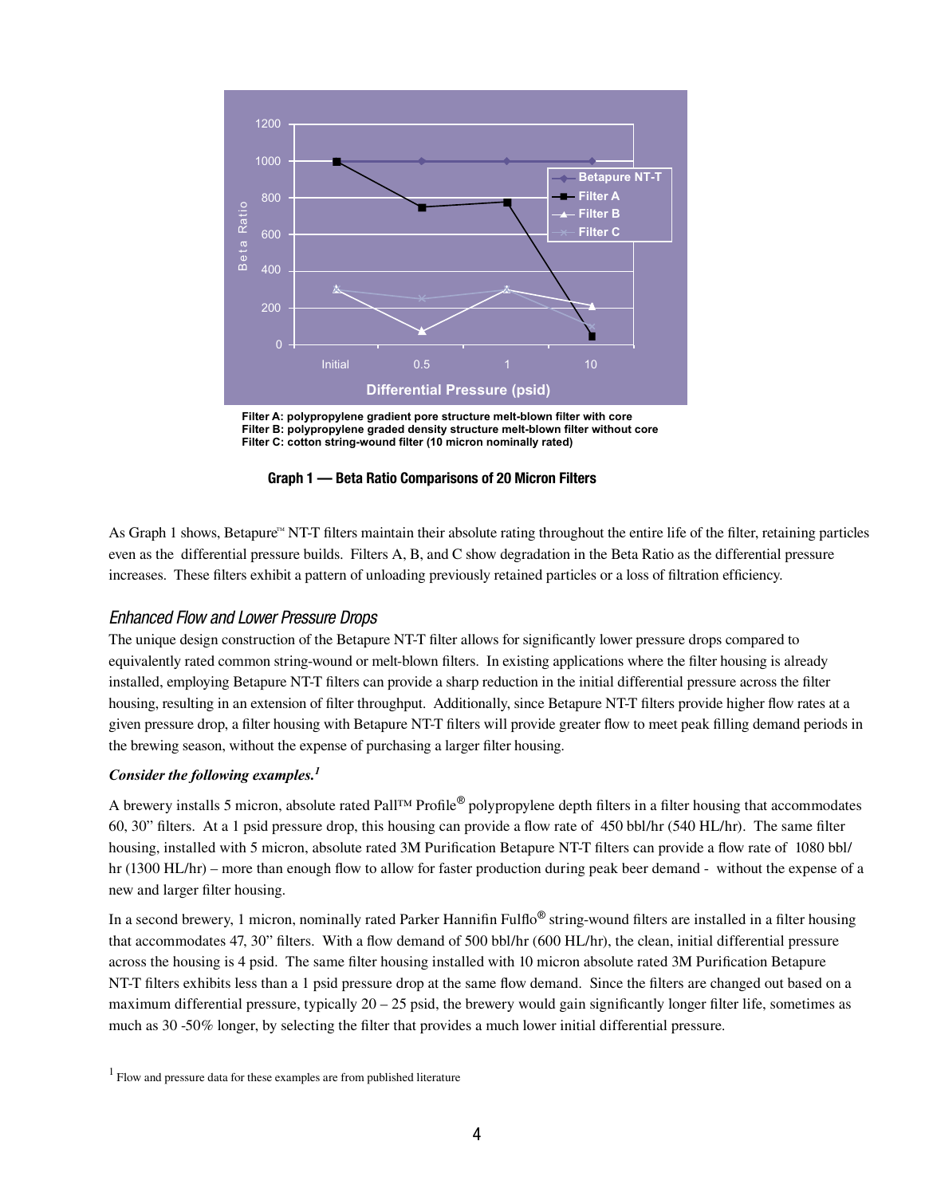Filter A: polypropylene gradient pore structure melt-blown filter with core
Filter B: polypropylene graded density structure melt-blown filter without core
Filter C: cotton string-wound filter (10 micron nominally rated)

**Graph 1 — Beta Ratio Comparisons of 20 Micron Filters**

As Graph 1 shows, Betapure™ NT-T filters maintain their absolute rating throughout the entire life of the filter, retaining particles even as the differential pressure builds. Filters A, B, and C show degradation in the Beta Ratio as the differential pressure increases. These filters exhibit a pattern of unloading previously retained particles or a loss of filtration efficiency.

## *Enhanced Flow and Lower Pressure Drops*

The unique design construction of the Betapure NT-T filter allows for significantly lower pressure drops compared to equivalently rated common string-wound or melt-blown filters. In existing applications where the filter housing is already installed, employing Betapure NT-T filters can provide a sharp reduction in the initial differential pressure across the filter housing, resulting in an extension of filter throughput. Additionally, since Betapure NT-T filters provide higher flow rates at a given pressure drop, a filter housing with Betapure NT-T filters will provide greater flow to meet peak filling demand periods in the brewing season, without the expense of purchasing a larger filter housing.

***Consider the following examples.[1]***

A brewery installs 5 micron, absolute rated Pall™ Profile® polypropylene depth filters in a filter housing that accommodates 60, 30” filters. At a 1 psid pressure drop, this housing can provide a flow rate of 450 bbl/hr (540 HL/hr). The same filter housing, installed with 5 micron, absolute rated 3M Purification Betapure NT-T filters can provide a flow rate of 1080 bbl/hr (1300 HL/hr) – more than enough flow to allow for faster production during peak beer demand - without the expense of a new and larger filter housing.

In a second brewery, 1 micron, nominally rated Parker Hannifin Fulflo® string-wound filters are installed in a filter housing that accommodates 47, 30” filters. With a flow demand of 500 bbl/hr (600 HL/hr), the clean, initial differential pressure across the housing is 4 psid. The same filter housing installed with 10 micron absolute rated 3M Purification Betapure NT-T filters exhibits less than a 1 psid pressure drop at the same flow demand. Since the filters are changed out based on a maximum differential pressure, typically 20 – 25 psid, the brewery would gain significantly longer filter life, sometimes as much as 30 -50% longer, by selecting the filter that provides a much lower initial differential pressure.

[1] Flow and pressure data for these examples are from published literature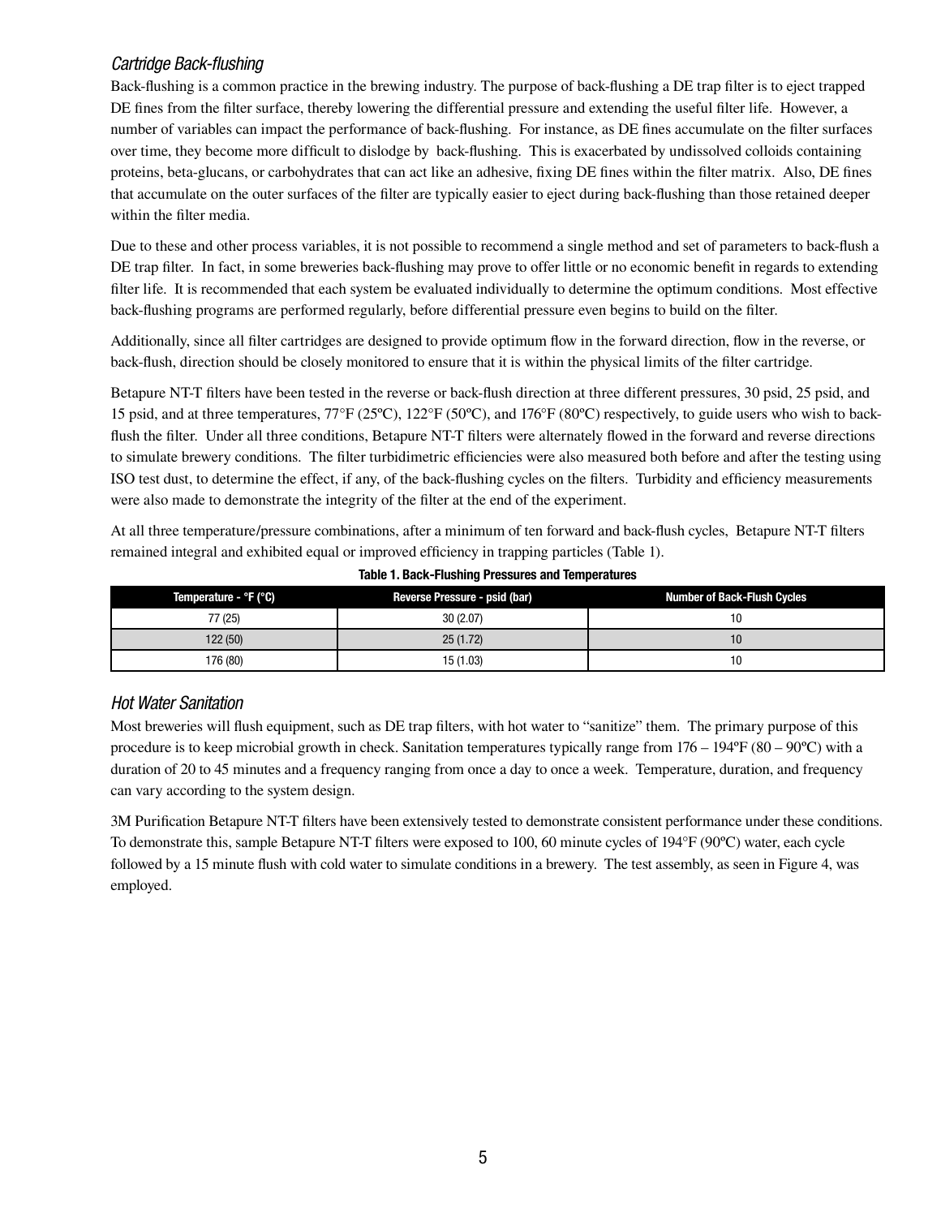### *Cartridge Back-flushing*

Back-flushing is a common practice in the brewing industry. The purpose of back-flushing a DE trap filter is to eject trapped DE fines from the filter surface, thereby lowering the differential pressure and extending the useful filter life. However, a number of variables can impact the performance of back-flushing. For instance, as DE fines accumulate on the filter surfaces over time, they become more difficult to dislodge by back-flushing. This is exacerbated by undissolved colloids containing proteins, beta-glucans, or carbohydrates that can act like an adhesive, fixing DE fines within the filter matrix. Also, DE fines that accumulate on the outer surfaces of the filter are typically easier to eject during back-flushing than those retained deeper within the filter media.

Due to these and other process variables, it is not possible to recommend a single method and set of parameters to back-flush a DE trap filter. In fact, in some breweries back-flushing may prove to offer little or no economic benefit in regards to extending filter life. It is recommended that each system be evaluated individually to determine the optimum conditions. Most effective back-flushing programs are performed regularly, before differential pressure even begins to build on the filter.

Additionally, since all filter cartridges are designed to provide optimum flow in the forward direction, flow in the reverse, or back-flush, direction should be closely monitored to ensure that it is within the physical limits of the filter cartridge.

Betapure NT-T filters have been tested in the reverse or back-flush direction at three different pressures, 30 psid, 25 psid, and 15 psid, and at three temperatures, 77°F (25ºC), 122°F (50ºC), and 176°F (80ºC) respectively, to guide users who wish to back-flush the filter. Under all three conditions, Betapure NT-T filters were alternately flowed in the forward and reverse directions to simulate brewery conditions. The filter turbidimetric efficiencies were also measured both before and after the testing using ISO test dust, to determine the effect, if any, of the back-flushing cycles on the filters. Turbidity and efficiency measurements were also made to demonstrate the integrity of the filter at the end of the experiment.

At all three temperature/pressure combinations, after a minimum of ten forward and back-flush cycles, Betapure NT-T filters remained integral and exhibited equal or improved efficiency in trapping particles (Table 1).

**Table 1. Back-Flushing Pressures and Temperatures**

| Temperature - °F (°C) | Reverse Pressure - psid (bar) | Number of Back-Flush Cycles |
|---|---|---|
| 77 (25) | 30 (2.07) | 10 |
| 122 (50) | 25 (1.72) | 10 |
| 176 (80) | 15 (1.03) | 10 |

### *Hot Water Sanitation*

Most breweries will flush equipment, such as DE trap filters, with hot water to "sanitize" them. The primary purpose of this procedure is to keep microbial growth in check. Sanitation temperatures typically range from 176 – 194ºF (80 – 90ºC) with a duration of 20 to 45 minutes and a frequency ranging from once a day to once a week. Temperature, duration, and frequency can vary according to the system design.

3M Purification Betapure NT-T filters have been extensively tested to demonstrate consistent performance under these conditions. To demonstrate this, sample Betapure NT-T filters were exposed to 100, 60 minute cycles of 194°F (90ºC) water, each cycle followed by a 15 minute flush with cold water to simulate conditions in a brewery. The test assembly, as seen in Figure 4, was employed.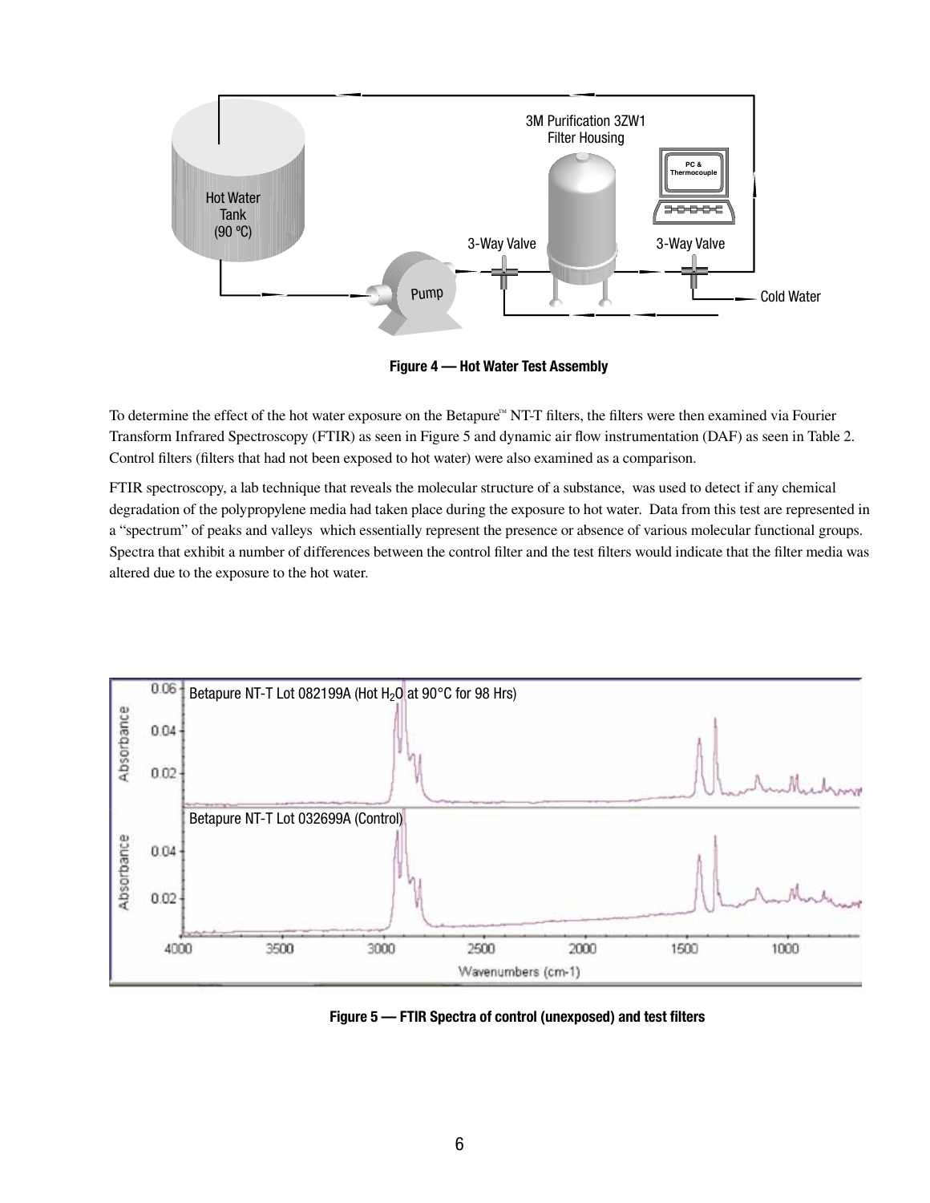**Figure 4 — Hot Water Test Assembly**

To determine the effect of the hot water exposure on the Betapure™ NT-T filters, the filters were then examined via Fourier Transform Infrared Spectroscopy (FTIR) as seen in Figure 5 and dynamic air flow instrumentation (DAF) as seen in Table 2. Control filters (filters that had not been exposed to hot water) were also examined as a comparison.

FTIR spectroscopy, a lab technique that reveals the molecular structure of a substance, was used to detect if any chemical degradation of the polypropylene media had taken place during the exposure to hot water. Data from this test are represented in a "spectrum" of peaks and valleys which essentially represent the presence or absence of various molecular functional groups. Spectra that exhibit a number of differences between the control filter and the test filters would indicate that the filter media was altered due to the exposure to the hot water.

**Figure 5 — FTIR Spectra of control (unexposed) and test filters**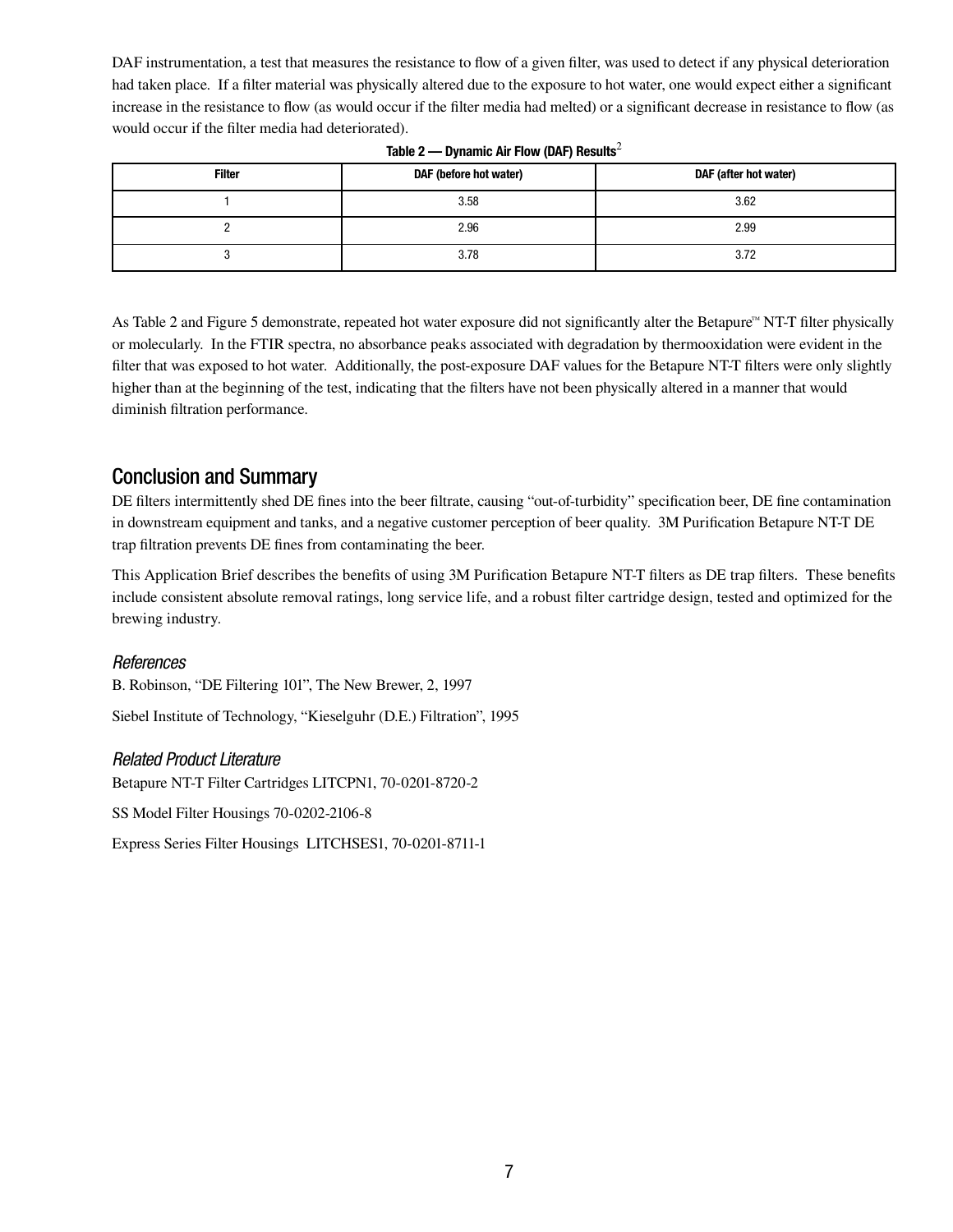DAF instrumentation, a test that measures the resistance to flow of a given filter, was used to detect if any physical deterioration had taken place. If a filter material was physically altered due to the exposure to hot water, one would expect either a significant increase in the resistance to flow (as would occur if the filter media had melted) or a significant decrease in resistance to flow (as would occur if the filter media had deteriorated).

**Table 2 — Dynamic Air Flow (DAF) Results**[2]

| Filter | DAF (before hot water) | DAF (after hot water) |
| --- | --- | --- |
| 1 | 3.58 | 3.62 |
| 2 | 2.96 | 2.99 |
| 3 | 3.78 | 3.72 |

As Table 2 and Figure 5 demonstrate, repeated hot water exposure did not significantly alter the Betapure™ NT-T filter physically or molecularly. In the FTIR spectra, no absorbance peaks associated with degradation by thermooxidation were evident in the filter that was exposed to hot water. Additionally, the post-exposure DAF values for the Betapure NT-T filters were only slightly higher than at the beginning of the test, indicating that the filters have not been physically altered in a manner that would diminish filtration performance.

## Conclusion and Summary

DE filters intermittently shed DE fines into the beer filtrate, causing "out-of-turbidity" specification beer, DE fine contamination in downstream equipment and tanks, and a negative customer perception of beer quality. 3M Purification Betapure NT-T DE trap filtration prevents DE fines from contaminating the beer.

This Application Brief describes the benefits of using 3M Purification Betapure NT-T filters as DE trap filters. These benefits include consistent absolute removal ratings, long service life, and a robust filter cartridge design, tested and optimized for the brewing industry.

### *References*

B. Robinson, "DE Filtering 101", The New Brewer, 2, 1997

Siebel Institute of Technology, "Kieselguhr (D.E.) Filtration", 1995

### *Related Product Literature*

Betapure NT-T Filter Cartridges LITCPN1, 70-0201-8720-2

SS Model Filter Housings 70-0202-2106-8

Express Series Filter Housings LITCHSES1, 70-0201-8711-1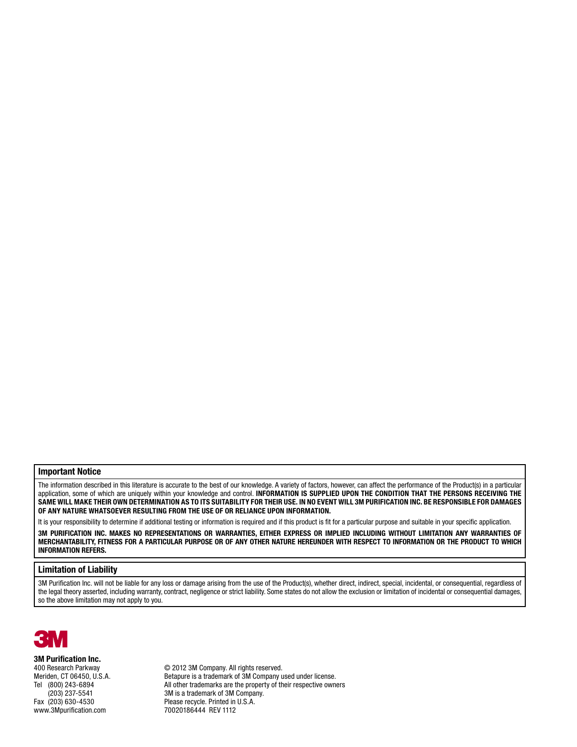## Important Notice

The information described in this literature is accurate to the best of our knowledge. A variety of factors, however, can affect the performance of the Product(s) in a particular application, some of which are uniquely within your knowledge and control. **INFORMATION IS SUPPLIED UPON THE CONDITION THAT THE PERSONS RECEIVING THE SAME WILL MAKE THEIR OWN DETERMINATION AS TO ITS SUITABILITY FOR THEIR USE. IN NO EVENT WILL 3M PURIFICATION INC. BE RESPONSIBLE FOR DAMAGES OF ANY NATURE WHATSOEVER RESULTING FROM THE USE OF OR RELIANCE UPON INFORMATION.**

It is your responsibility to determine if additional testing or information is required and if this product is fit for a particular purpose and suitable in your specific application.

**3M PURIFICATION INC. MAKES NO REPRESENTATIONS OR WARRANTIES, EITHER EXPRESS OR IMPLIED INCLUDING WITHOUT LIMITATION ANY WARRANTIES OF MERCHANTABILITY, FITNESS FOR A PARTICULAR PURPOSE OR OF ANY OTHER NATURE HEREUNDER WITH RESPECT TO INFORMATION OR THE PRODUCT TO WHICH INFORMATION REFERS.**

## Limitation of Liability

3M Purification Inc. will not be liable for any loss or damage arising from the use of the Product(s), whether direct, indirect, special, incidental, or consequential, regardless of the legal theory asserted, including warranty, contract, negligence or strict liability. Some states do not allow the exclusion or limitation of incidental or consequential damages, so the above limitation may not apply to you.

3M

**3M Purification Inc.**
400 Research Parkway
Meriden, CT 06450, U.S.A.
Tel (800) 243-6894
(203) 237-5541
Fax (203) 630-4530
www.3Mpurification.com

© 2012 3M Company. All rights reserved.
Betapure is a trademark of 3M Company used under license.
All other trademarks are the property of their respective owners
3M is a trademark of 3M Company.
Please recycle. Printed in U.S.A.
70020186444 REV 1112